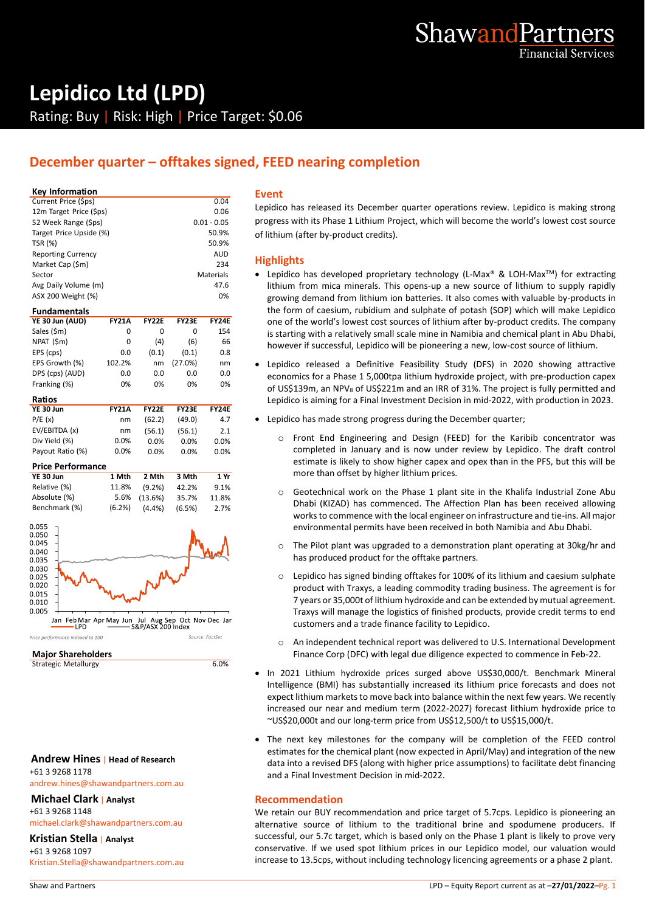# Lepidico Ltd (LPD)

Rating: Buy | Risk: High | Price Target: $0.06

## December quarter – offtakes signed, FEED nearing completion

| Key Information | |
|---|---|
| Current Price ($ps) | 0.04 |
| 12m Target Price ($ps) | 0.06 |
| 52 Week Range ($ps) | 0.01 - 0.05 |
| Target Price Upside (%) | 50.9% |
| TSR (%) | 50.9% |
| Reporting Currency | AUD |
| Market Cap ($m) | 234 |
| Sector | Materials |
| Avg Daily Volume (m) | 47.6 |
| ASX 200 Weight (%) | 0% |

**Fundamentals**

| YE 30 Jun (AUD) | FY21A | FY22E | FY23E | FY24E |
|---|---|---|---|---|
| Sales ($m) | 0 | 0 | 0 | 154 |
| NPAT ($m) | 0 | (4) | (6) | 66 |
| EPS (cps) | 0.0 | (0.1) | (0.1) | 0.8 |
| EPS Growth (%) | 102.2% | nm | (27.0%) | nm |
| DPS (cps) (AUD) | 0.0 | 0.0 | 0.0 | 0.0 |
| Franking (%) | 0% | 0% | 0% | 0% |

**Ratios**

| YE 30 Jun | FY21A | FY22E | FY23E | FY24E |
|---|---|---|---|---|
| P/E (x) | nm | (62.2) | (49.0) | 4.7 |
| EV/EBITDA (x) | nm | (56.1) | (56.1) | 2.1 |
| Div Yield (%) | 0.0% | 0.0% | 0.0% | 0.0% |
| Payout Ratio (%) | 0.0% | 0.0% | 0.0% | 0.0% |

**Price Performance**

| YE 30 Jun | 1 Mth | 2 Mth | 3 Mth | 1 Yr |
|---|---|---|---|---|
| Relative (%) | 11.8% | (9.2%) | 42.2% | 9.1% |
| Absolute (%) | 5.6% | (13.6%) | 35.7% | 11.8% |
| Benchmark (%) | (6.2%) | (4.4%) | (6.5%) | 2.7% |

Price performance indexed to 100 — Source: FactSet (LPD vs S&P/ASX 200 Index)

**Major Shareholders**

| | |
|---|---|
| Strategic Metallurgy | 6.0% |

**Andrew Hines** | Head of Research
+61 3 9268 1178
andrew.hines@shawandpartners.com.au

**Michael Clark** | Analyst
+61 3 9268 1148
michael.clark@shawandpartners.com.au

**Kristian Stella** | Analyst
+61 3 9268 1097
Kristian.Stella@shawandpartners.com.au

### Event

Lepidico has released its December quarter operations review. Lepidico is making strong progress with its Phase 1 Lithium Project, which will become the world's lowest cost source of lithium (after by-product credits).

### Highlights

- Lepidico has developed proprietary technology (L-Max® & LOH-Max™) for extracting lithium from mica minerals. This opens-up a new source of lithium to supply rapidly growing demand from lithium ion batteries. It also comes with valuable by-products in the form of caesium, rubidium and sulphate of potash (SOP) which will make Lepidico one of the world's lowest cost sources of lithium after by-product credits. The company is starting with a relatively small scale mine in Namibia and chemical plant in Abu Dhabi, however if successful, Lepidico will be pioneering a new, low-cost source of lithium.
- Lepidico released a Definitive Feasibility Study (DFS) in 2020 showing attractive economics for a Phase 1 5,000tpa lithium hydroxide project, with pre-production capex of US$139m, an $NPV_8$ of US$221m and an IRR of 31%. The project is fully permitted and Lepidico is aiming for a Final Investment Decision in mid-2022, with production in 2023.
- Lepidico has made strong progress during the December quarter;
  - Front End Engineering and Design (FEED) for the Karibib concentrator was completed in January and is now under review by Lepidico. The draft control estimate is likely to show higher capex and opex than in the PFS, but this will be more than offset by higher lithium prices.
  - Geotechnical work on the Phase 1 plant site in the Khalifa Industrial Zone Abu Dhabi (KIZAD) has commenced. The Affection Plan has been received allowing works to commence with the local engineer on infrastructure and tie-ins. All major environmental permits have been received in both Namibia and Abu Dhabi.
  - The Pilot plant was upgraded to a demonstration plant operating at 30kg/hr and has produced product for the offtake partners.
  - Lepidico has signed binding offtakes for 100% of its lithium and caesium sulphate product with Traxys, a leading commodity trading business. The agreement is for 7 years or 35,000t of lithium hydroxide and can be extended by mutual agreement. Traxys will manage the logistics of finished products, provide credit terms to end customers and a trade finance facility to Lepidico.
  - An independent technical report was delivered to U.S. International Development Finance Corp (DFC) with legal due diligence expected to commence in Feb-22.
- In 2021 Lithium hydroxide prices surged above US$30,000/t. Benchmark Mineral Intelligence (BMI) has substantially increased its lithium price forecasts and does not expect lithium markets to move back into balance within the next few years. We recently increased our near and medium term (2022-2027) forecast lithium hydroxide price to ~US$20,000t and our long-term price from US$12,500/t to US$15,000/t.
- The next key milestones for the company will be completion of the FEED control estimates for the chemical plant (now expected in April/May) and integration of the new data into a revised DFS (along with higher price assumptions) to facilitate debt financing and a Final Investment Decision in mid-2022.

### Recommendation

We retain our BUY recommendation and price target of 5.7cps. Lepidico is pioneering an alternative source of lithium to the traditional brine and spodumene producers. If successful, our 5.7c target, which is based only on the Phase 1 plant is likely to prove very conservative. If we used spot lithium prices in our Lepidico model, our valuation would increase to 13.5cps, without including technology licencing agreements or a phase 2 plant.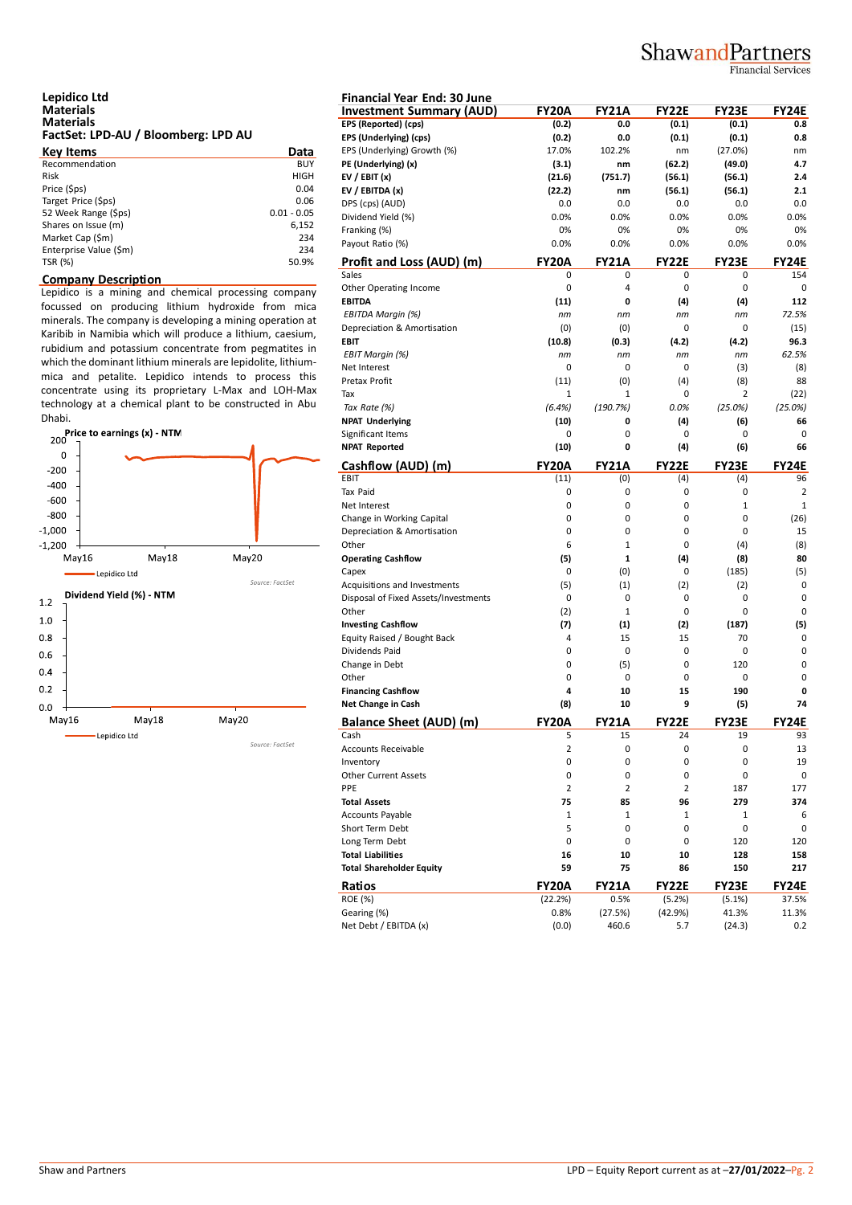## Lepidico Ltd
**Materials**
**Materials**
**FactSet: LPD-AU / Bloomberg: LPD AU**

| Key Items | Data |
|---|---|
| Recommendation | BUY |
| Risk | HIGH |
| Price ($ps) | 0.04 |
| Target Price ($ps) | 0.06 |
| 52 Week Range ($ps) | 0.01 - 0.05 |
| Shares on Issue (m) | 6,152 |
| Market Cap ($m) | 234 |
| Enterprise Value ($m) | 234 |
| TSR (%) | 50.9% |

### Company Description

Lepidico is a mining and chemical processing company focussed on producing lithium hydroxide from mica minerals. The company is developing a mining operation at Karibib in Namibia which will produce a lithium, caesium, rubidium and potassium concentrate from pegmatites in which the dominant lithium minerals are lepidolite, lithium-mica and petalite. Lepidico intends to process this concentrate using its proprietary L-Max and LOH-Max technology at a chemical plant to be constructed in Abu Dhabi.

**Price to earnings (x) - NTM**

Source: FactSet

**Dividend Yield (%) - NTM**

Source: FactSet

**Financial Year End: 30 June**

| Investment Summary (AUD) | FY20A | FY21A | FY22E | FY23E | FY24E |
|---|---|---|---|---|---|
| **EPS (Reported) (cps)** | **(0.2)** | **0.0** | **(0.1)** | **(0.1)** | **0.8** |
| **EPS (Underlying) (cps)** | **(0.2)** | **0.0** | **(0.1)** | **(0.1)** | **0.8** |
| EPS (Underlying) Growth (%) | 17.0% | 102.2% | nm | (27.0%) | nm |
| **PE (Underlying) (x)** | **(3.1)** | **nm** | **(62.2)** | **(49.0)** | **4.7** |
| **EV / EBIT (x)** | **(21.6)** | **(751.7)** | **(56.1)** | **(56.1)** | **2.4** |
| **EV / EBITDA (x)** | **(22.2)** | **nm** | **(56.1)** | **(56.1)** | **2.1** |
| DPS (cps) (AUD) | 0.0 | 0.0 | 0.0 | 0.0 | 0.0 |
| Dividend Yield (%) | 0.0% | 0.0% | 0.0% | 0.0% | 0.0% |
| Franking (%) | 0% | 0% | 0% | 0% | 0% |
| Payout Ratio (%) | 0.0% | 0.0% | 0.0% | 0.0% | 0.0% |

| Profit and Loss (AUD) (m) | FY20A | FY21A | FY22E | FY23E | FY24E |
|---|---|---|---|---|---|
| Sales | 0 | 0 | 0 | 0 | 154 |
| Other Operating Income | 0 | 4 | 0 | 0 | 0 |
| **EBITDA** | **(11)** | **0** | **(4)** | **(4)** | **112** |
| *EBITDA Margin (%)* | *nm* | *nm* | *nm* | *nm* | *72.5%* |
| Depreciation & Amortisation | (0) | (0) | 0 | 0 | (15) |
| **EBIT** | **(10.8)** | **(0.3)** | **(4.2)** | **(4.2)** | **96.3** |
| *EBIT Margin (%)* | *nm* | *nm* | *nm* | *nm* | *62.5%* |
| Net Interest | 0 | 0 | 0 | (3) | (8) |
| Pretax Profit | (11) | (0) | (4) | (8) | 88 |
| Tax | 1 | 1 | 0 | 2 | (22) |
| *Tax Rate (%)* | *(6.4%)* | *(190.7%)* | *0.0%* | *(25.0%)* | *(25.0%)* |
| **NPAT Underlying** | **(10)** | **0** | **(4)** | **(6)** | **66** |
| Significant Items | 0 | 0 | 0 | 0 | 0 |
| **NPAT Reported** | **(10)** | **0** | **(4)** | **(6)** | **66** |

| Cashflow (AUD) (m) | FY20A | FY21A | FY22E | FY23E | FY24E |
|---|---|---|---|---|---|
| EBIT | (11) | (0) | (4) | (4) | 96 |
| Tax Paid | 0 | 0 | 0 | 0 | 2 |
| Net Interest | 0 | 0 | 0 | 1 | 1 |
| Change in Working Capital | 0 | 0 | 0 | 0 | (26) |
| Depreciation & Amortisation | 0 | 0 | 0 | 0 | 15 |
| Other | 6 | 1 | 0 | (4) | (8) |
| **Operating Cashflow** | **(5)** | **1** | **(4)** | **(8)** | **80** |
| Capex | 0 | (0) | 0 | (185) | (5) |
| Acquisitions and Investments | (5) | (1) | (2) | (2) | 0 |
| Disposal of Fixed Assets/Investments | 0 | 0 | 0 | 0 | 0 |
| Other | (2) | 1 | 0 | 0 | 0 |
| **Investing Cashflow** | **(7)** | **(1)** | **(2)** | **(187)** | **(5)** |
| Equity Raised / Bought Back | 4 | 15 | 15 | 70 | 0 |
| Dividends Paid | 0 | 0 | 0 | 0 | 0 |
| Change in Debt | 0 | (5) | 0 | 120 | 0 |
| Other | 0 | 0 | 0 | 0 | 0 |
| **Financing Cashflow** | **4** | **10** | **15** | **190** | **0** |
| **Net Change in Cash** | **(8)** | **10** | **9** | **(5)** | **74** |

| Balance Sheet (AUD) (m) | FY20A | FY21A | FY22E | FY23E | FY24E |
|---|---|---|---|---|---|
| Cash | 5 | 15 | 24 | 19 | 93 |
| Accounts Receivable | 2 | 0 | 0 | 0 | 13 |
| Inventory | 0 | 0 | 0 | 0 | 19 |
| Other Current Assets | 0 | 0 | 0 | 0 | 0 |
| PPE | 2 | 2 | 2 | 187 | 177 |
| **Total Assets** | **75** | **85** | **96** | **279** | **374** |
| Accounts Payable | 1 | 1 | 1 | 1 | 6 |
| Short Term Debt | 5 | 0 | 0 | 0 | 0 |
| Long Term Debt | 0 | 10 | 0 | 120 | 120 |
| **Total Liabilities** | **16** | **10** | **10** | **128** | **158** |
| **Total Shareholder Equity** | **59** | **75** | **86** | **150** | **217** |

| Ratios | FY20A | FY21A | FY22E | FY23E | FY24E |
|---|---|---|---|---|---|
| ROE (%) | (22.2%) | 0.5% | (5.2%) | (5.1%) | 37.5% |
| Gearing (%) | 0.8% | (27.5%) | (42.9%) | 41.3% | 11.3% |
| Net Debt / EBITDA (x) | (0.0) | 460.6 | 5.7 | (24.3) | 0.2 |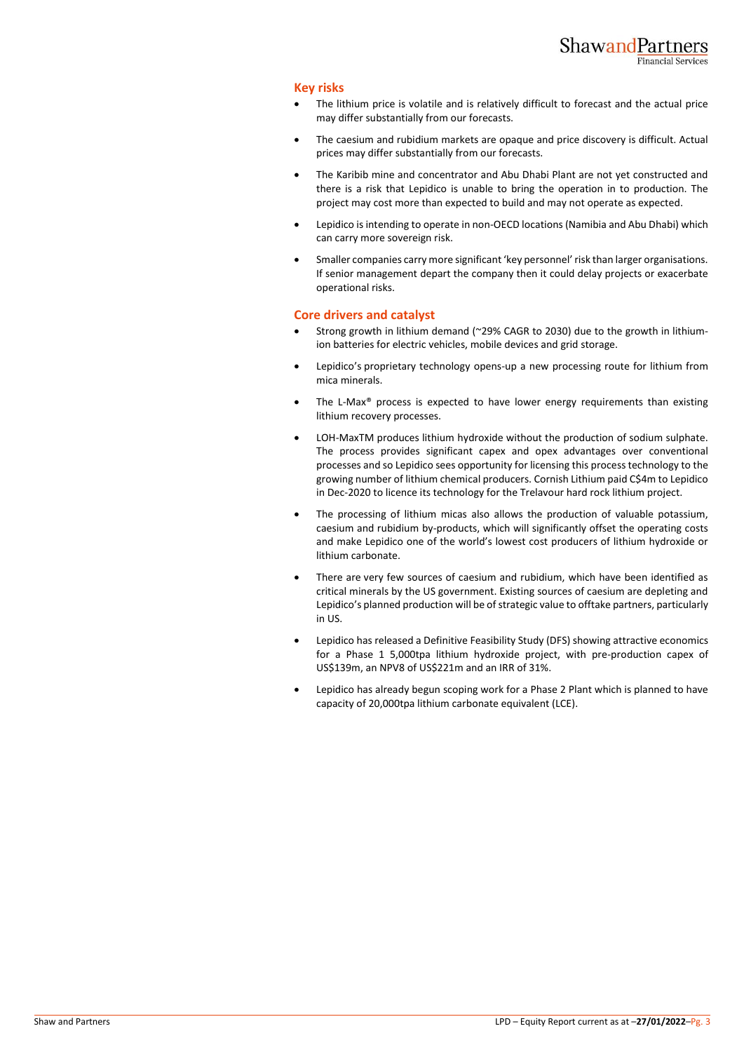## Key risks

- The lithium price is volatile and is relatively difficult to forecast and the actual price may differ substantially from our forecasts.
- The caesium and rubidium markets are opaque and price discovery is difficult. Actual prices may differ substantially from our forecasts.
- The Karibib mine and concentrator and Abu Dhabi Plant are not yet constructed and there is a risk that Lepidico is unable to bring the operation in to production. The project may cost more than expected to build and may not operate as expected.
- Lepidico is intending to operate in non-OECD locations (Namibia and Abu Dhabi) which can carry more sovereign risk.
- Smaller companies carry more significant 'key personnel' risk than larger organisations. If senior management depart the company then it could delay projects or exacerbate operational risks.

## Core drivers and catalyst

- Strong growth in lithium demand (~29% CAGR to 2030) due to the growth in lithium-ion batteries for electric vehicles, mobile devices and grid storage.
- Lepidico's proprietary technology opens-up a new processing route for lithium from mica minerals.
- The L-Max® process is expected to have lower energy requirements than existing lithium recovery processes.
- LOH-MaxTM produces lithium hydroxide without the production of sodium sulphate. The process provides significant capex and opex advantages over conventional processes and so Lepidico sees opportunity for licensing this process technology to the growing number of lithium chemical producers. Cornish Lithium paid C$4m to Lepidico in Dec-2020 to licence its technology for the Trelavour hard rock lithium project.
- The processing of lithium micas also allows the production of valuable potassium, caesium and rubidium by-products, which will significantly offset the operating costs and make Lepidico one of the world's lowest cost producers of lithium hydroxide or lithium carbonate.
- There are very few sources of caesium and rubidium, which have been identified as critical minerals by the US government. Existing sources of caesium are depleting and Lepidico's planned production will be of strategic value to offtake partners, particularly in US.
- Lepidico has released a Definitive Feasibility Study (DFS) showing attractive economics for a Phase 1 5,000tpa lithium hydroxide project, with pre-production capex of US$139m, an NPV8 of US$221m and an IRR of 31%.
- Lepidico has already begun scoping work for a Phase 2 Plant which is planned to have capacity of 20,000tpa lithium carbonate equivalent (LCE).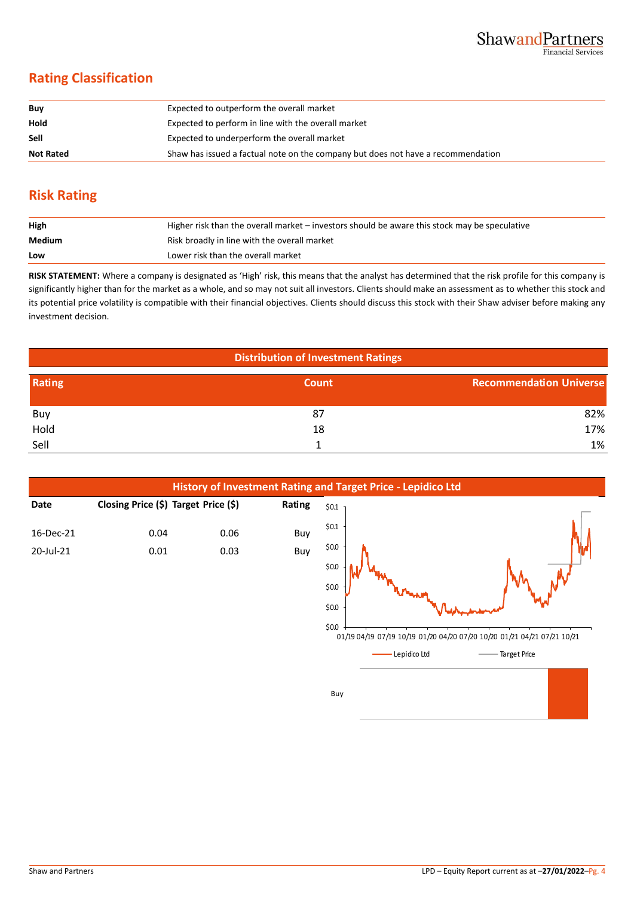## Rating Classification

| | |
|---|---|
| **Buy** | Expected to outperform the overall market |
| **Hold** | Expected to perform in line with the overall market |
| **Sell** | Expected to underperform the overall market |
| **Not Rated** | Shaw has issued a factual note on the company but does not have a recommendation |

## Risk Rating

| | |
|---|---|
| **High** | Higher risk than the overall market – investors should be aware this stock may be speculative |
| **Medium** | Risk broadly in line with the overall market |
| **Low** | Lower risk than the overall market |

**RISK STATEMENT:** Where a company is designated as 'High' risk, this means that the analyst has determined that the risk profile for this company is significantly higher than for the market as a whole, and so may not suit all investors. Clients should make an assessment as to whether this stock and its potential price volatility is compatible with their financial objectives. Clients should discuss this stock with their Shaw adviser before making any investment decision.

**Distribution of Investment Ratings**

| Rating | Count | Recommendation Universe |
|---|---|---|
| Buy | 87 | 82% |
| Hold | 18 | 17% |
| Sell | 1 | 1% |

**History of Investment Rating and Target Price - Lepidico Ltd**

| Date | Closing Price ($) | Target Price ($) | Rating |
|---|---|---|---|
| 16-Dec-21 | 0.04 | 0.06 | Buy |
| 20-Jul-21 | 0.01 | 0.03 | Buy |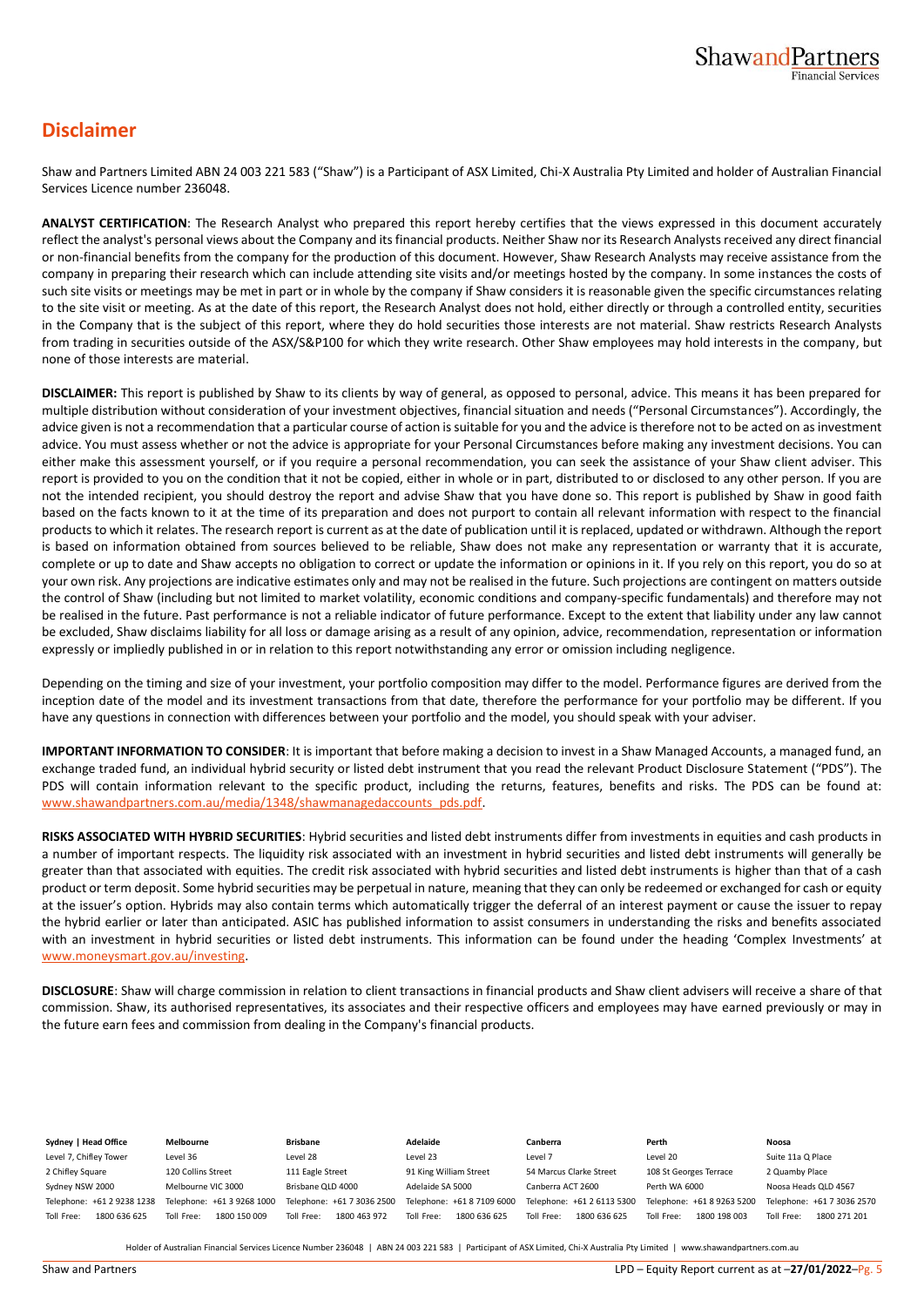# Disclaimer

Shaw and Partners Limited ABN 24 003 221 583 ("Shaw") is a Participant of ASX Limited, Chi-X Australia Pty Limited and holder of Australian Financial Services Licence number 236048.

**ANALYST CERTIFICATION**: The Research Analyst who prepared this report hereby certifies that the views expressed in this document accurately reflect the analyst's personal views about the Company and its financial products. Neither Shaw nor its Research Analysts received any direct financial or non-financial benefits from the company for the production of this document. However, Shaw Research Analysts may receive assistance from the company in preparing their research which can include attending site visits and/or meetings hosted by the company. In some instances the costs of such site visits or meetings may be met in part or in whole by the company if Shaw considers it is reasonable given the specific circumstances relating to the site visit or meeting. As at the date of this report, the Research Analyst does not hold, either directly or through a controlled entity, securities in the Company that is the subject of this report, where they do hold securities those interests are not material. Shaw restricts Research Analysts from trading in securities outside of the ASX/S&P100 for which they write research. Other Shaw employees may hold interests in the company, but none of those interests are material.

**DISCLAIMER:** This report is published by Shaw to its clients by way of general, as opposed to personal, advice. This means it has been prepared for multiple distribution without consideration of your investment objectives, financial situation and needs ("Personal Circumstances"). Accordingly, the advice given is not a recommendation that a particular course of action is suitable for you and the advice is therefore not to be acted on as investment advice. You must assess whether or not the advice is appropriate for your Personal Circumstances before making any investment decisions. You can either make this assessment yourself, or if you require a personal recommendation, you can seek the assistance of your Shaw client adviser. This report is provided to you on the condition that it not be copied, either in whole or in part, distributed to or disclosed to any other person. If you are not the intended recipient, you should destroy the report and advise Shaw that you have done so. This report is published by Shaw in good faith based on the facts known to it at the time of its preparation and does not purport to contain all relevant information with respect to the financial products to which it relates. The research report is current as at the date of publication until it is replaced, updated or withdrawn. Although the report is based on information obtained from sources believed to be reliable, Shaw does not make any representation or warranty that it is accurate, complete or up to date and Shaw accepts no obligation to correct or update the information or opinions in it. If you rely on this report, you do so at your own risk. Any projections are indicative estimates only and may not be realised in the future. Such projections are contingent on matters outside the control of Shaw (including but not limited to market volatility, economic conditions and company-specific fundamentals) and therefore may not be realised in the future. Past performance is not a reliable indicator of future performance. Except to the extent that liability under any law cannot be excluded, Shaw disclaims liability for all loss or damage arising as a result of any opinion, advice, recommendation, representation or information expressly or impliedly published in or in relation to this report notwithstanding any error or omission including negligence.

Depending on the timing and size of your investment, your portfolio composition may differ to the model. Performance figures are derived from the inception date of the model and its investment transactions from that date, therefore the performance for your portfolio may be different. If you have any questions in connection with differences between your portfolio and the model, you should speak with your adviser.

**IMPORTANT INFORMATION TO CONSIDER**: It is important that before making a decision to invest in a Shaw Managed Accounts, a managed fund, an exchange traded fund, an individual hybrid security or listed debt instrument that you read the relevant Product Disclosure Statement ("PDS"). The PDS will contain information relevant to the specific product, including the returns, features, benefits and risks. The PDS can be found at: www.shawandpartners.com.au/media/1348/shawmanagedaccounts_pds.pdf.

**RISKS ASSOCIATED WITH HYBRID SECURITIES**: Hybrid securities and listed debt instruments differ from investments in equities and cash products in a number of important respects. The liquidity risk associated with an investment in hybrid securities and listed debt instruments will generally be greater than that associated with equities. The credit risk associated with hybrid securities and listed debt instruments is higher than that of a cash product or term deposit. Some hybrid securities may be perpetual in nature, meaning that they can only be redeemed or exchanged for cash or equity at the issuer's option. Hybrids may also contain terms which automatically trigger the deferral of an interest payment or cause the issuer to repay the hybrid earlier or later than anticipated. ASIC has published information to assist consumers in understanding the risks and benefits associated with an investment in hybrid securities or listed debt instruments. This information can be found under the heading 'Complex Investments' at www.moneysmart.gov.au/investing.

**DISCLOSURE**: Shaw will charge commission in relation to client transactions in financial products and Shaw client advisers will receive a share of that commission. Shaw, its authorised representatives, its associates and their respective officers and employees may have earned previously or may in the future earn fees and commission from dealing in the Company's financial products.

| Sydney \| Head Office | Melbourne | Brisbane | Adelaide | Canberra | Perth | Noosa |
|---|---|---|---|---|---|---|
| Level 7, Chifley Tower | Level 36 | Level 28 | Level 23 | Level 7 | Level 20 | Suite 11a Q Place |
| 2 Chifley Square | 120 Collins Street | 111 Eagle Street | 91 King William Street | 54 Marcus Clarke Street | 108 St Georges Terrace | 2 Quamby Place |
| Sydney NSW 2000 | Melbourne VIC 3000 | Brisbane QLD 4000 | Adelaide SA 5000 | Canberra ACT 2600 | Perth WA 6000 | Noosa Heads QLD 4567 |
| Telephone: +61 2 9238 1238 | Telephone: +61 3 9268 1000 | Telephone: +61 7 3036 2500 | Telephone: +61 8 7109 6000 | Telephone: +61 2 6113 5300 | Telephone: +61 8 9263 5200 | Telephone: +61 7 3036 2570 |
| Toll Free: 1800 636 625 | Toll Free: 1800 150 009 | Toll Free: 1800 463 972 | Toll Free: 1800 636 625 | Toll Free: 1800 636 625 | Toll Free: 1800 198 003 | Toll Free: 1800 271 201 |

Holder of Australian Financial Services Licence Number 236048 | ABN 24 003 221 583 | Participant of ASX Limited, Chi-X Australia Pty Limited | www.shawandpartners.com.au